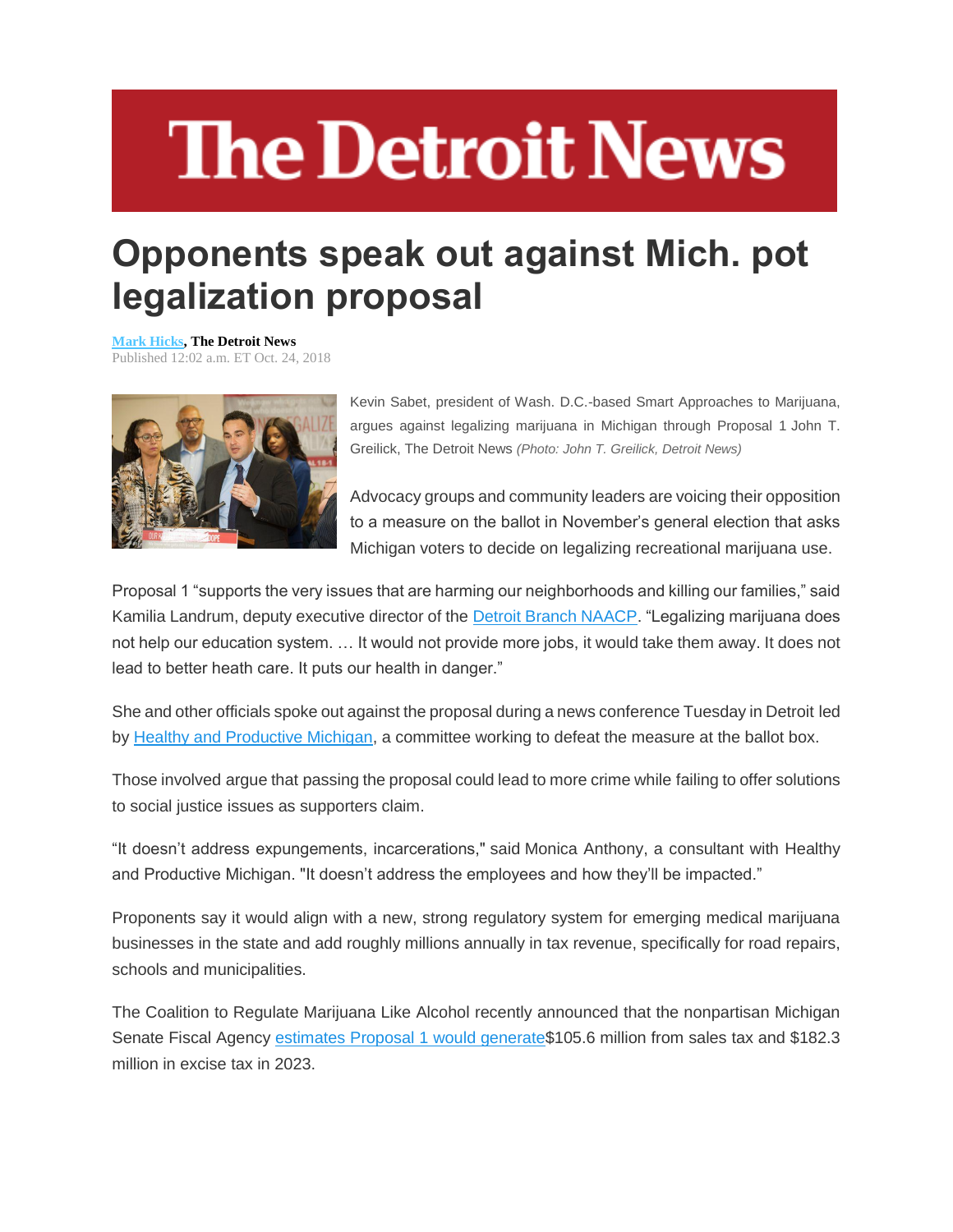# The Detroit News

# Opponents speak out against Mich. pot legalization proposal

**Mark Hicks, The Detroit News**
Published 12:02 a.m. ET Oct. 24, 2018

Kevin Sabet, president of Wash. D.C.-based Smart Approaches to Marijuana, argues against legalizing marijuana in Michigan through Proposal 1 John T. Greilick, The Detroit News *(Photo: John T. Greilick, Detroit News)*

Advocacy groups and community leaders are voicing their opposition to a measure on the ballot in November's general election that asks Michigan voters to decide on legalizing recreational marijuana use.

Proposal 1 "supports the very issues that are harming our neighborhoods and killing our families," said Kamilia Landrum, deputy executive director of the Detroit Branch NAACP. "Legalizing marijuana does not help our education system. … It would not provide more jobs, it would take them away. It does not lead to better heath care. It puts our health in danger."

She and other officials spoke out against the proposal during a news conference Tuesday in Detroit led by Healthy and Productive Michigan, a committee working to defeat the measure at the ballot box.

Those involved argue that passing the proposal could lead to more crime while failing to offer solutions to social justice issues as supporters claim.

"It doesn't address expungements, incarcerations," said Monica Anthony, a consultant with Healthy and Productive Michigan. "It doesn't address the employees and how they'll be impacted."

Proponents say it would align with a new, strong regulatory system for emerging medical marijuana businesses in the state and add roughly millions annually in tax revenue, specifically for road repairs, schools and municipalities.

The Coalition to Regulate Marijuana Like Alcohol recently announced that the nonpartisan Michigan Senate Fiscal Agency estimates Proposal 1 would generate$105.6 million from sales tax and $182.3 million in excise tax in 2023.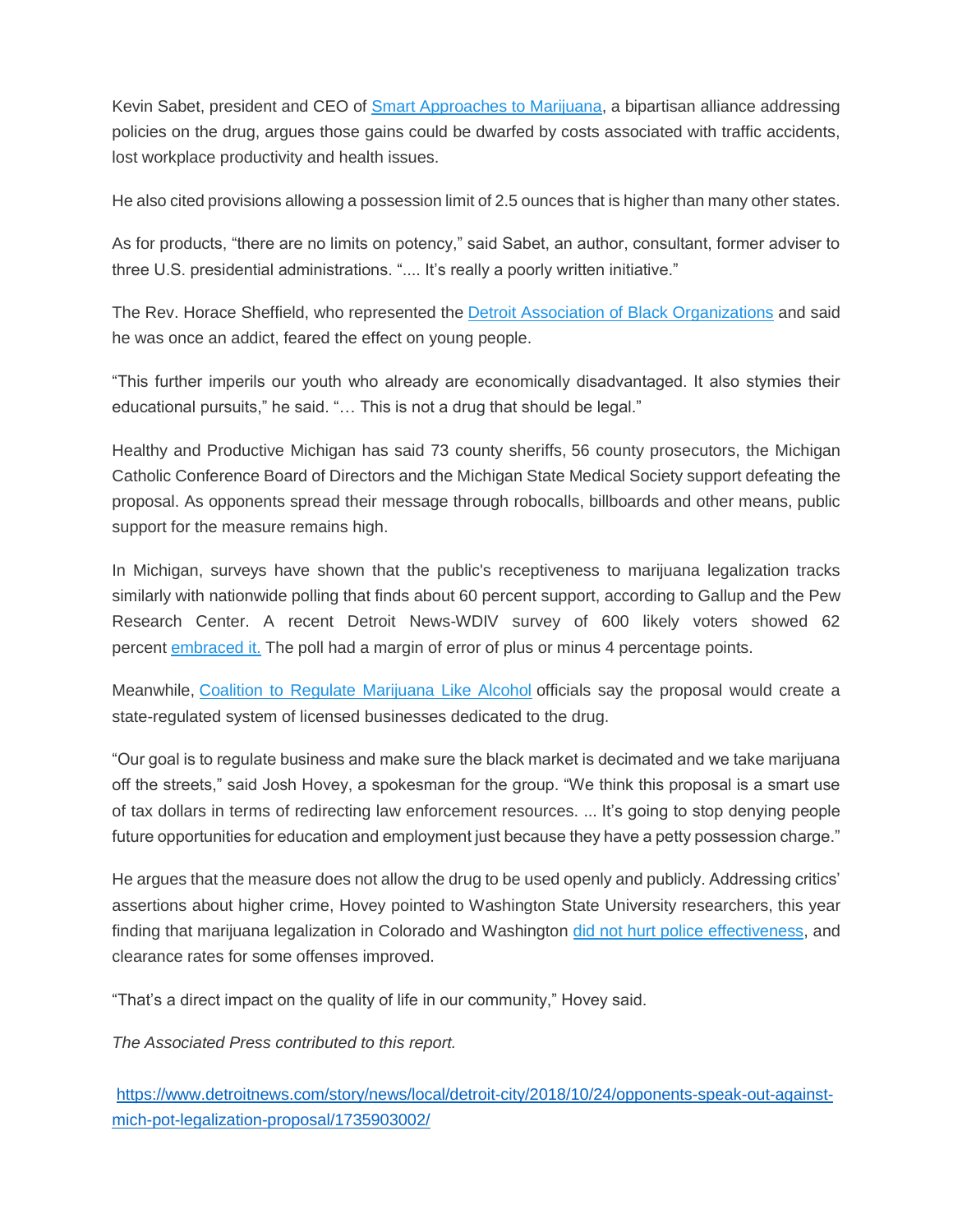Kevin Sabet, president and CEO of Smart Approaches to Marijuana, a bipartisan alliance addressing policies on the drug, argues those gains could be dwarfed by costs associated with traffic accidents, lost workplace productivity and health issues.

He also cited provisions allowing a possession limit of 2.5 ounces that is higher than many other states.

As for products, "there are no limits on potency," said Sabet, an author, consultant, former adviser to three U.S. presidential administrations. ".... It's really a poorly written initiative."

The Rev. Horace Sheffield, who represented the Detroit Association of Black Organizations and said he was once an addict, feared the effect on young people.

"This further imperils our youth who already are economically disadvantaged. It also stymies their educational pursuits," he said. "… This is not a drug that should be legal."

Healthy and Productive Michigan has said 73 county sheriffs, 56 county prosecutors, the Michigan Catholic Conference Board of Directors and the Michigan State Medical Society support defeating the proposal. As opponents spread their message through robocalls, billboards and other means, public support for the measure remains high.

In Michigan, surveys have shown that the public's receptiveness to marijuana legalization tracks similarly with nationwide polling that finds about 60 percent support, according to Gallup and the Pew Research Center. A recent Detroit News-WDIV survey of 600 likely voters showed 62 percent embraced it. The poll had a margin of error of plus or minus 4 percentage points.

Meanwhile, Coalition to Regulate Marijuana Like Alcohol officials say the proposal would create a state-regulated system of licensed businesses dedicated to the drug.

"Our goal is to regulate business and make sure the black market is decimated and we take marijuana off the streets," said Josh Hovey, a spokesman for the group. "We think this proposal is a smart use of tax dollars in terms of redirecting law enforcement resources. ... It's going to stop denying people future opportunities for education and employment just because they have a petty possession charge."

He argues that the measure does not allow the drug to be used openly and publicly. Addressing critics' assertions about higher crime, Hovey pointed to Washington State University researchers, this year finding that marijuana legalization in Colorado and Washington did not hurt police effectiveness, and clearance rates for some offenses improved.

"That's a direct impact on the quality of life in our community," Hovey said.

*The Associated Press contributed to this report.*

https://www.detroitnews.com/story/news/local/detroit-city/2018/10/24/opponents-speak-out-against-mich-pot-legalization-proposal/1735903002/